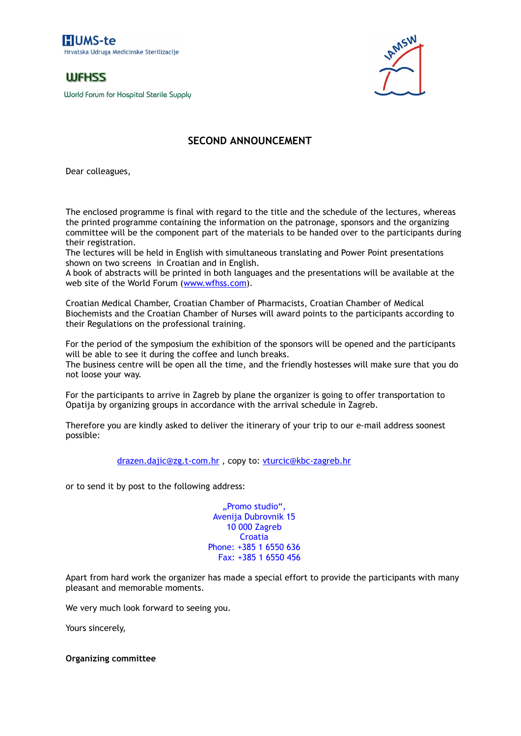HUMS-te
Hrvatska Udruga Medicinske Sterilizacije

WFHSS
World Forum for Hospital Sterile Supply

IAMSW

## SECOND ANNOUNCEMENT

Dear colleagues,

The enclosed programme is final with regard to the title and the schedule of the lectures, whereas the printed programme containing the information on the patronage, sponsors and the organizing committee will be the component part of the materials to be handed over to the participants during their registration.
The lectures will be held in English with simultaneous translating and Power Point presentations shown on two screens in Croatian and in English.
A book of abstracts will be printed in both languages and the presentations will be available at the web site of the World Forum (www.wfhss.com).

Croatian Medical Chamber, Croatian Chamber of Pharmacists, Croatian Chamber of Medical Biochemists and the Croatian Chamber of Nurses will award points to the participants according to their Regulations on the professional training.

For the period of the symposium the exhibition of the sponsors will be opened and the participants will be able to see it during the coffee and lunch breaks.
The business centre will be open all the time, and the friendly hostesses will make sure that you do not loose your way.

For the participants to arrive in Zagreb by plane the organizer is going to offer transportation to Opatija by organizing groups in accordance with the arrival schedule in Zagreb.

Therefore you are kindly asked to deliver the itinerary of your trip to our e-mail address soonest possible:

drazen.dajic@zg.t-com.hr , copy to: vturcic@kbc-zagreb.hr

or to send it by post to the following address:

„Promo studio“,
Avenija Dubrovnik 15
10 000 Zagreb
Croatia
Phone: +385 1 6550 636
Fax: +385 1 6550 456

Apart from hard work the organizer has made a special effort to provide the participants with many pleasant and memorable moments.

We very much look forward to seeing you.

Yours sincerely,

**Organizing committee**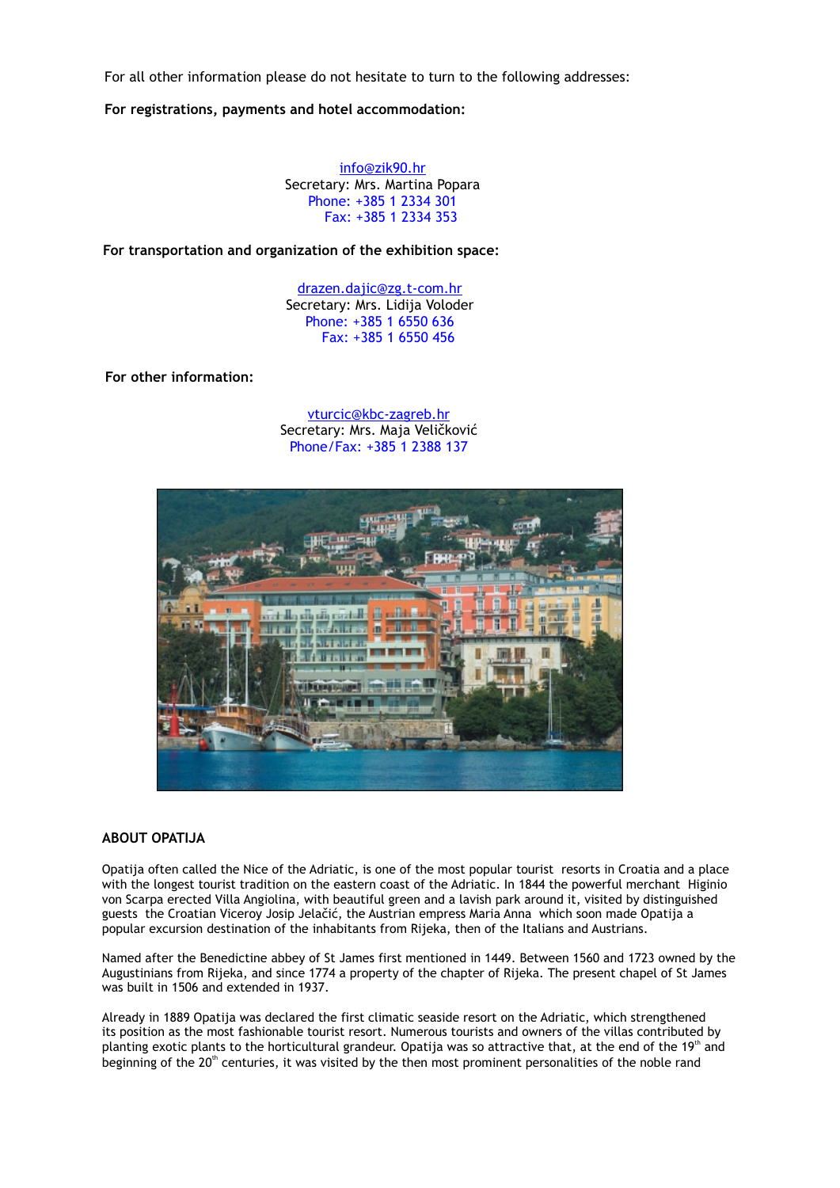For all other information please do not hesitate to turn to the following addresses:

**For registrations, payments and hotel accommodation:**

info@zik90.hr
Secretary: Mrs. Martina Popara
Phone: +385 1 2334 301
Fax: +385 1 2334 353

**For transportation and organization of the exhibition space:**

drazen.dajic@zg.t-com.hr
Secretary: Mrs. Lidija Voloder
Phone: +385 1 6550 636
Fax: +385 1 6550 456

**For other information:**

vturcic@kbc-zagreb.hr
Secretary: Mrs. Maja Veličković
Phone/Fax: +385 1 2388 137

## ABOUT OPATIJA

Opatija often called the Nice of the Adriatic, is one of the most popular tourist resorts in Croatia and a place with the longest tourist tradition on the eastern coast of the Adriatic. In 1844 the powerful merchant Higinio von Scarpa erected Villa Angiolina, with beautiful green and a lavish park around it, visited by distinguished guests the Croatian Viceroy Josip Jelačić, the Austrian empress Maria Anna which soon made Opatija a popular excursion destination of the inhabitants from Rijeka, then of the Italians and Austrians.

Named after the Benedictine abbey of St James first mentioned in 1449. Between 1560 and 1723 owned by the Augustinians from Rijeka, and since 1774 a property of the chapter of Rijeka. The present chapel of St James was built in 1506 and extended in 1937.

Already in 1889 Opatija was declared the first climatic seaside resort on the Adriatic, which strengthened its position as the most fashionable tourist resort. Numerous tourists and owners of the villas contributed by planting exotic plants to the horticultural grandeur. Opatija was so attractive that, at the end of the 19th and beginning of the 20th centuries, it was visited by the then most prominent personalities of the noble rand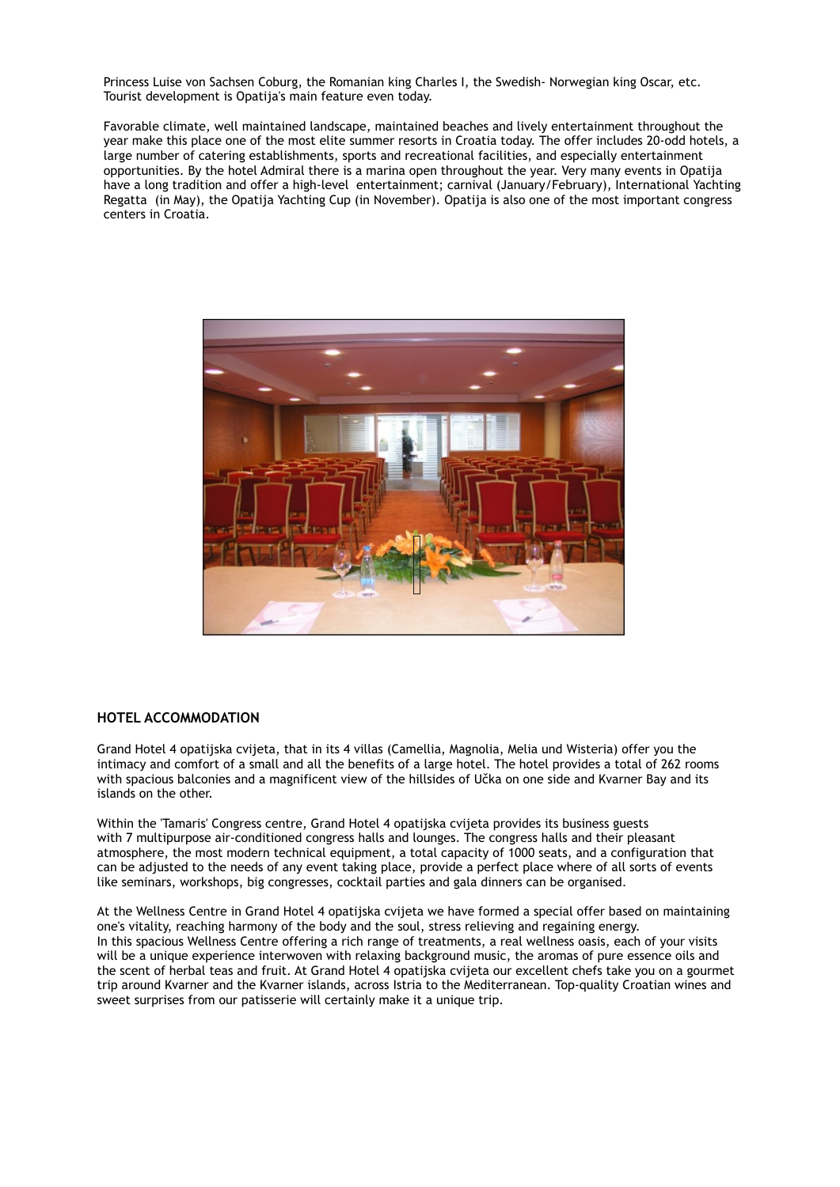Princess Luise von Sachsen Coburg, the Romanian king Charles I, the Swedish- Norwegian king Oscar, etc. Tourist development is Opatija's main feature even today.

Favorable climate, well maintained landscape, maintained beaches and lively entertainment throughout the year make this place one of the most elite summer resorts in Croatia today. The offer includes 20-odd hotels, a large number of catering establishments, sports and recreational facilities, and especially entertainment opportunities. By the hotel Admiral there is a marina open throughout the year. Very many events in Opatija have a long tradition and offer a high-level entertainment; carnival (January/February), International Yachting Regatta (in May), the Opatija Yachting Cup (in November). Opatija is also one of the most important congress centers in Croatia.

**HOTEL ACCOMMODATION**

Grand Hotel 4 opatijska cvijeta, that in its 4 villas (Camellia, Magnolia, Melia und Wisteria) offer you the intimacy and comfort of a small and all the benefits of a large hotel. The hotel provides a total of 262 rooms with spacious balconies and a magnificent view of the hillsides of Učka on one side and Kvarner Bay and its islands on the other.

Within the 'Tamaris' Congress centre, Grand Hotel 4 opatijska cvijeta provides its business guests with 7 multipurpose air-conditioned congress halls and lounges. The congress halls and their pleasant atmosphere, the most modern technical equipment, a total capacity of 1000 seats, and a configuration that can be adjusted to the needs of any event taking place, provide a perfect place where of all sorts of events like seminars, workshops, big congresses, cocktail parties and gala dinners can be organised.

At the Wellness Centre in Grand Hotel 4 opatijska cvijeta we have formed a special offer based on maintaining one's vitality, reaching harmony of the body and the soul, stress relieving and regaining energy.
In this spacious Wellness Centre offering a rich range of treatments, a real wellness oasis, each of your visits will be a unique experience interwoven with relaxing background music, the aromas of pure essence oils and the scent of herbal teas and fruit. At Grand Hotel 4 opatijska cvijeta our excellent chefs take you on a gourmet trip around Kvarner and the Kvarner islands, across Istria to the Mediterranean. Top-quality Croatian wines and sweet surprises from our patisserie will certainly make it a unique trip.